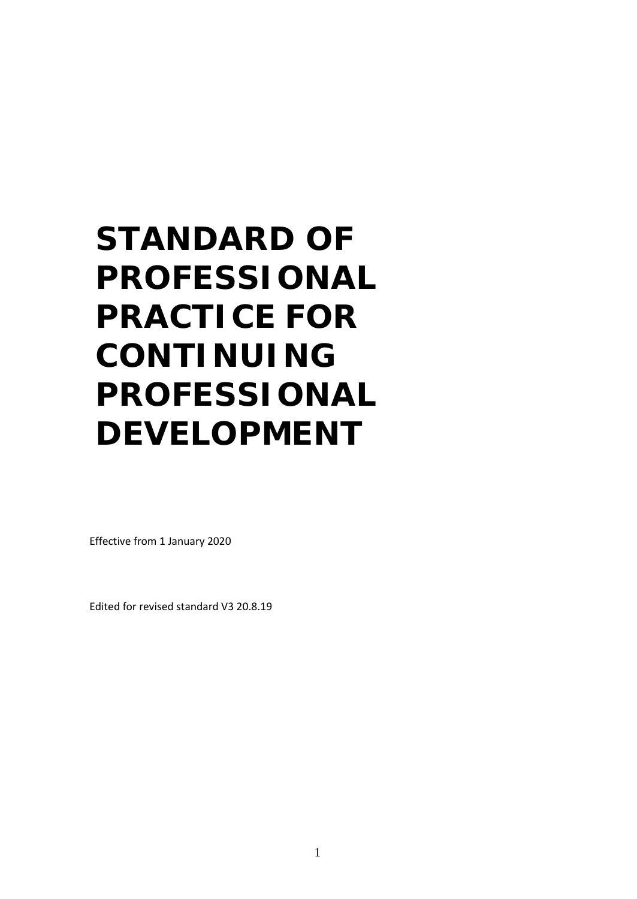# STANDARD OF PROFESSIONAL PRACTICE FOR CONTINUING PROFESSIONAL DEVELOPMENT

Effective from 1 January 2020

Edited for revised standard V3 20.8.19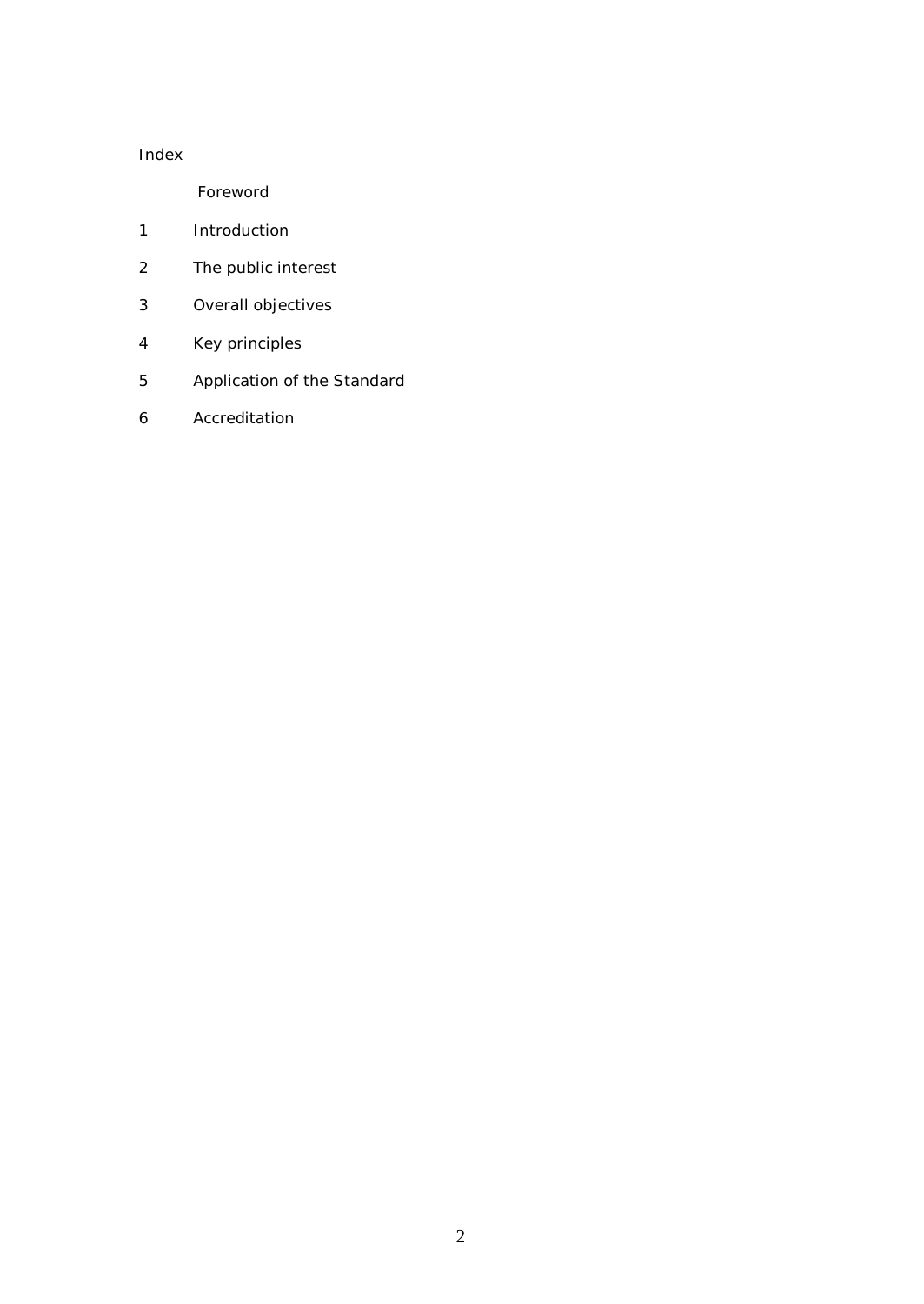# Index

Foreword

1 Introduction

2 The public interest

3 Overall objectives

4 Key principles

5 Application of the Standard

6 Accreditation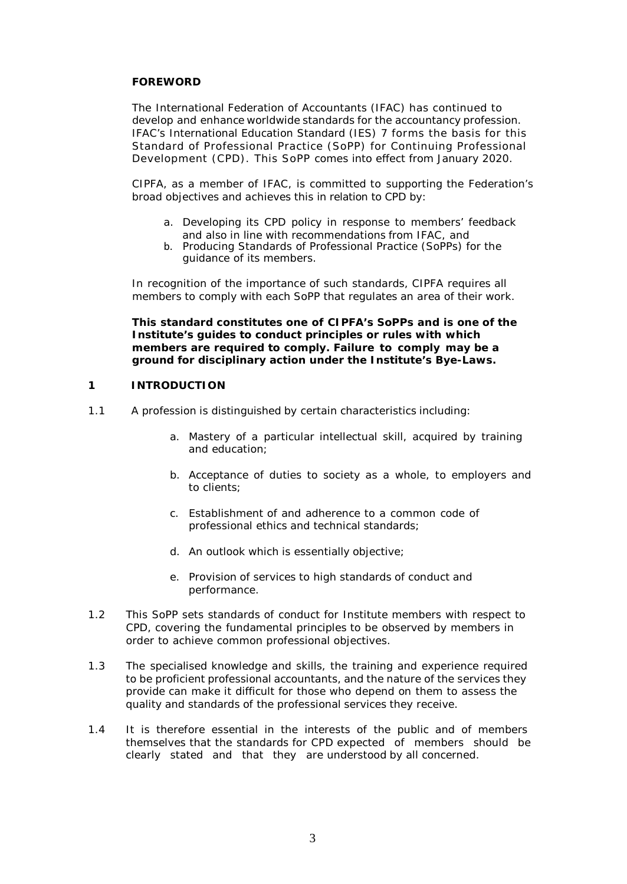## FOREWORD

The International Federation of Accountants (IFAC) has continued to develop and enhance worldwide standards for the accountancy profession. IFAC's International Education Standard (IES) 7 forms the basis for this Standard of Professional Practice (SoPP) for Continuing Professional Development (CPD). This SoPP comes into effect from January 2020.

CIPFA, as a member of IFAC, is committed to supporting the Federation's broad objectives and achieves this in relation to CPD by:

a. Developing its CPD policy in response to members' feedback and also in line with recommendations from IFAC, and
b. Producing Standards of Professional Practice (SoPPs) for the guidance of its members.

In recognition of the importance of such standards, CIPFA requires all members to comply with each SoPP that regulates an area of their work.

**This standard constitutes one of CIPFA's SoPPs and is one of the Institute's guides to conduct principles or rules with which members are required to comply. Failure to comply may be a ground for disciplinary action under the Institute's Bye-Laws.**

## 1 INTRODUCTION

1.1 A profession is distinguished by certain characteristics including:

a. Mastery of a particular intellectual skill, acquired by training and education;

b. Acceptance of duties to society as a whole, to employers and to clients;

c. Establishment of and adherence to a common code of professional ethics and technical standards;

d. An outlook which is essentially objective;

e. Provision of services to high standards of conduct and performance.

1.2 This SoPP sets standards of conduct for Institute members with respect to CPD, covering the fundamental principles to be observed by members in order to achieve common professional objectives.

1.3 The specialised knowledge and skills, the training and experience required to be proficient professional accountants, and the nature of the services they provide can make it difficult for those who depend on them to assess the quality and standards of the professional services they receive.

1.4 It is therefore essential in the interests of the public and of members themselves that the standards for CPD expected of members should be clearly stated and that they are understood by all concerned.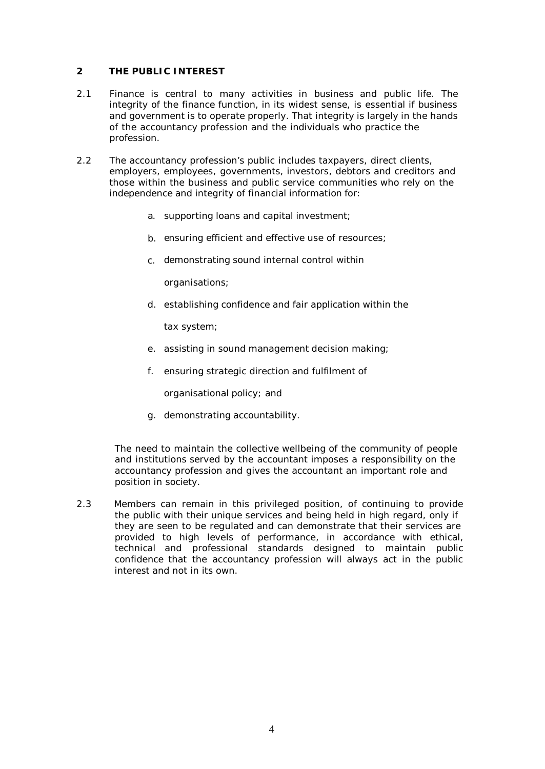## 2 THE PUBLIC INTEREST

2.1 Finance is central to many activities in business and public life. The integrity of the finance function, in its widest sense, is essential if business and government is to operate properly. That integrity is largely in the hands of the accountancy profession and the individuals who practice the profession.

2.2 The accountancy profession's public includes taxpayers, direct clients, employers, employees, governments, investors, debtors and creditors and those within the business and public service communities who rely on the independence and integrity of financial information for:

a. supporting loans and capital investment;

b. ensuring efficient and effective use of resources;

c. demonstrating sound internal control within organisations;

d. establishing confidence and fair application within the tax system;

e. assisting in sound management decision making;

f. ensuring strategic direction and fulfilment of organisational policy; and

g. demonstrating accountability.

The need to maintain the collective wellbeing of the community of people and institutions served by the accountant imposes a responsibility on the accountancy profession and gives the accountant an important role and position in society.

2.3 Members can remain in this privileged position, of continuing to provide the public with their unique services and being held in high regard, only if they are seen to be regulated and can demonstrate that their services are provided to high levels of performance, in accordance with ethical, technical and professional standards designed to maintain public confidence that the accountancy profession will always act in the public interest and not in its own.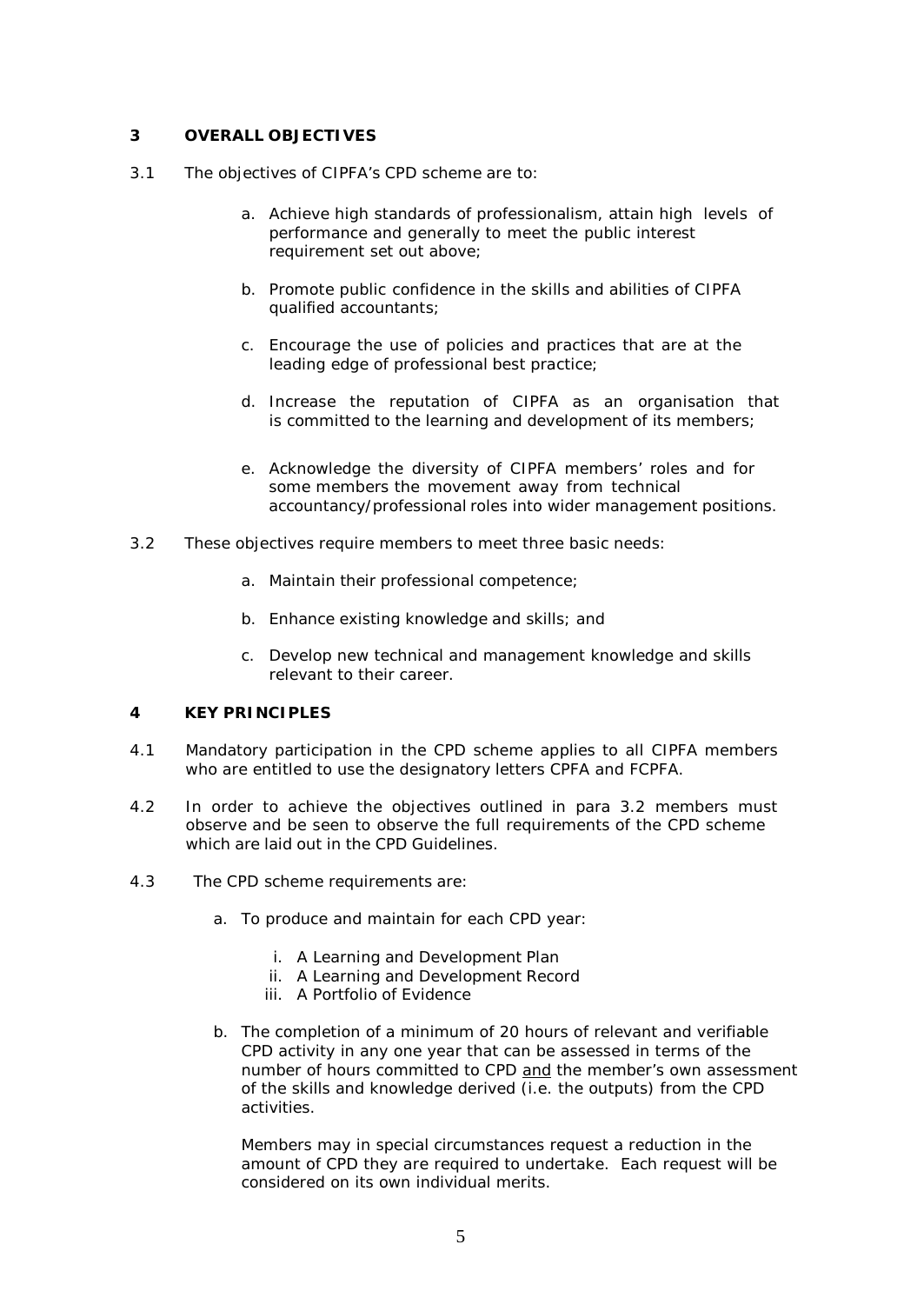## 3 OVERALL OBJECTIVES

3.1 The objectives of CIPFA's CPD scheme are to:

a. Achieve high standards of professionalism, attain high levels of performance and generally to meet the public interest requirement set out above;

b. Promote public confidence in the skills and abilities of CIPFA qualified accountants;

c. Encourage the use of policies and practices that are at the leading edge of professional best practice;

d. Increase the reputation of CIPFA as an organisation that is committed to the learning and development of its members;

e. Acknowledge the diversity of CIPFA members' roles and for some members the movement away from technical accountancy/professional roles into wider management positions.

3.2 These objectives require members to meet three basic needs:

a. Maintain their professional competence;

b. Enhance existing knowledge and skills; and

c. Develop new technical and management knowledge and skills relevant to their career.

## 4 KEY PRINCIPLES

4.1 Mandatory participation in the CPD scheme applies to all CIPFA members who are entitled to use the designatory letters CPFA and FCPFA.

4.2 In order to achieve the objectives outlined in para 3.2 members must observe and be seen to observe the full requirements of the CPD scheme which are laid out in the CPD Guidelines.

4.3 The CPD scheme requirements are:

a. To produce and maintain for each CPD year:

   i. A Learning and Development Plan
   ii. A Learning and Development Record
   iii. A Portfolio of Evidence

b. The completion of a minimum of 20 hours of relevant and verifiable CPD activity in any one year that can be assessed in terms of the number of hours committed to CPD <u>and</u> the member's own assessment of the skills and knowledge derived (i.e. the outputs) from the CPD activities.

   Members may in special circumstances request a reduction in the amount of CPD they are required to undertake. Each request will be considered on its own individual merits.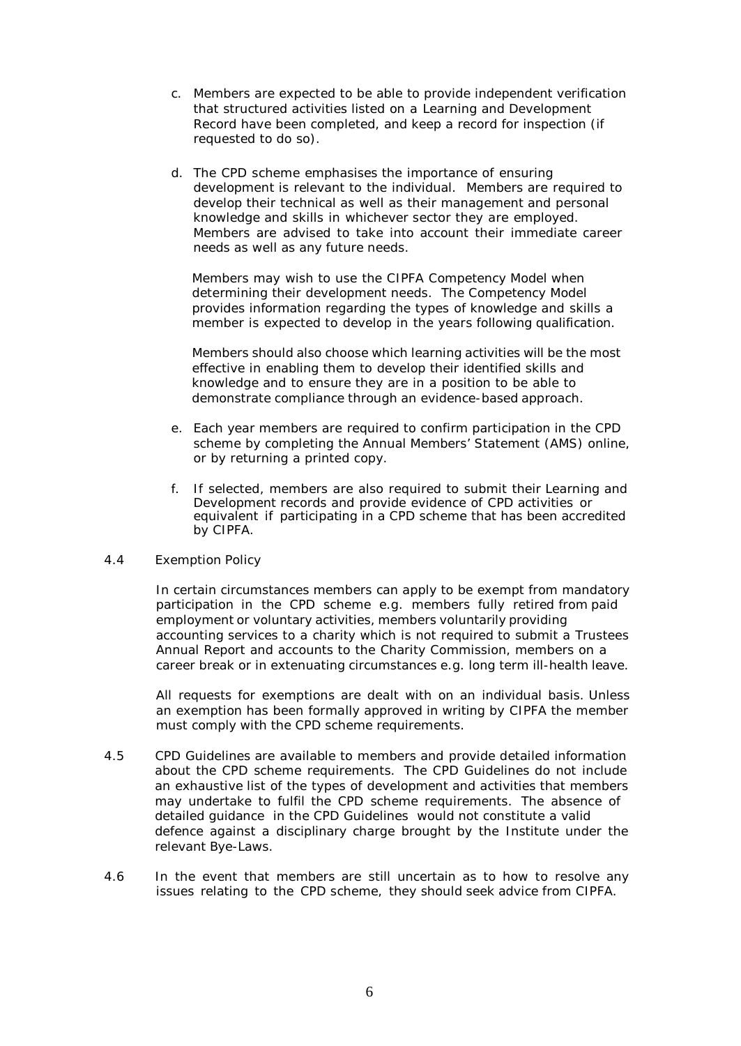c. Members are expected to be able to provide independent verification that structured activities listed on a Learning and Development Record have been completed, and keep a record for inspection (if requested to do so).

d. The CPD scheme emphasises the importance of ensuring development is relevant to the individual. Members are required to develop their technical as well as their management and personal knowledge and skills in whichever sector they are employed. Members are advised to take into account their immediate career needs as well as any future needs.

   Members may wish to use the CIPFA Competency Model when determining their development needs. The Competency Model provides information regarding the types of knowledge and skills a member is expected to develop in the years following qualification.

   Members should also choose which learning activities will be the most effective in enabling them to develop their identified skills and knowledge and to ensure they are in a position to be able to demonstrate compliance through an evidence-based approach.

e. Each year members are required to confirm participation in the CPD scheme by completing the Annual Members' Statement (AMS) online, or by returning a printed copy.

f. If selected, members are also required to submit their Learning and Development records and provide evidence of CPD activities or equivalent if participating in a CPD scheme that has been accredited by CIPFA.

4.4 Exemption Policy

In certain circumstances members can apply to be exempt from mandatory participation in the CPD scheme e.g. members fully retired from paid employment or voluntary activities, members voluntarily providing accounting services to a charity which is not required to submit a Trustees Annual Report and accounts to the Charity Commission, members on a career break or in extenuating circumstances e.g. long term ill-health leave.

All requests for exemptions are dealt with on an individual basis. Unless an exemption has been formally approved in writing by CIPFA the member must comply with the CPD scheme requirements.

4.5 CPD Guidelines are available to members and provide detailed information about the CPD scheme requirements. The CPD Guidelines do not include an exhaustive list of the types of development and activities that members may undertake to fulfil the CPD scheme requirements. The absence of detailed guidance in the CPD Guidelines would not constitute a valid defence against a disciplinary charge brought by the Institute under the relevant Bye-Laws.

4.6 In the event that members are still uncertain as to how to resolve any issues relating to the CPD scheme, they should seek advice from CIPFA.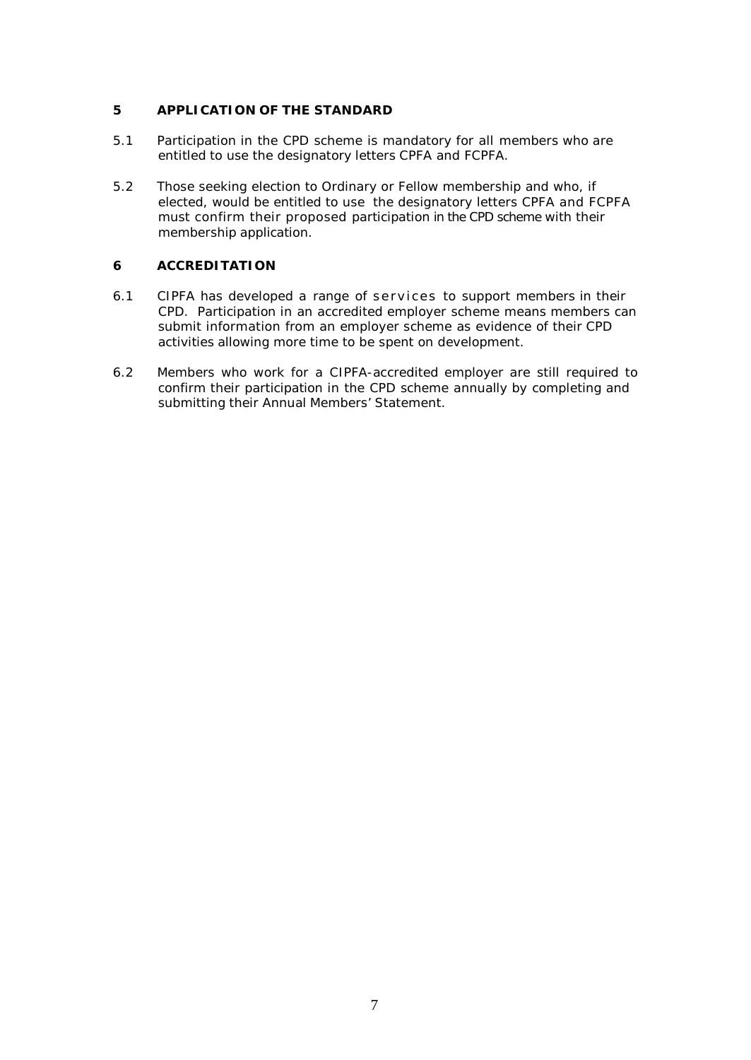## 5 APPLICATION OF THE STANDARD

5.1 Participation in the CPD scheme is mandatory for all members who are entitled to use the designatory letters CPFA and FCPFA.

5.2 Those seeking election to Ordinary or Fellow membership and who, if elected, would be entitled to use the designatory letters CPFA and FCPFA must confirm their proposed participation in the CPD scheme with their membership application.

## 6 ACCREDITATION

6.1 CIPFA has developed a range of services to support members in their CPD. Participation in an accredited employer scheme means members can submit information from an employer scheme as evidence of their CPD activities allowing more time to be spent on development.

6.2 Members who work for a CIPFA-accredited employer are still required to confirm their participation in the CPD scheme annually by completing and submitting their Annual Members' Statement.